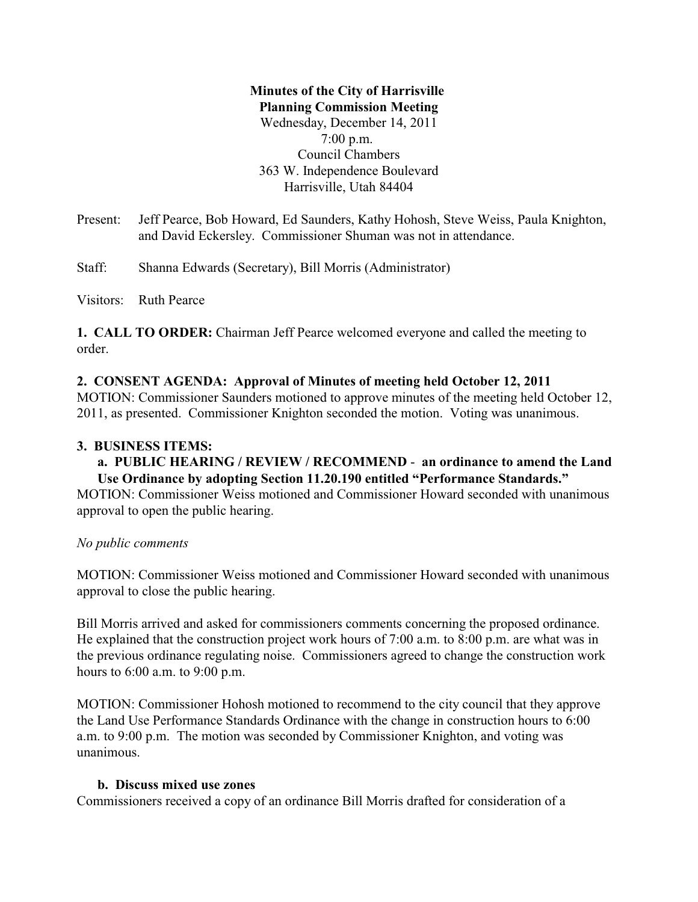**Minutes of the City of Harrisville**
**Planning Commission Meeting**
Wednesday, December 14, 2011
7:00 p.m.
Council Chambers
363 W. Independence Boulevard
Harrisville, Utah 84404

Present: Jeff Pearce, Bob Howard, Ed Saunders, Kathy Hohosh, Steve Weiss, Paula Knighton, and David Eckersley. Commissioner Shuman was not in attendance.

Staff: Shanna Edwards (Secretary), Bill Morris (Administrator)

Visitors: Ruth Pearce

**1. CALL TO ORDER:** Chairman Jeff Pearce welcomed everyone and called the meeting to order.

**2. CONSENT AGENDA: Approval of Minutes of meeting held October 12, 2011**
MOTION: Commissioner Saunders motioned to approve minutes of the meeting held October 12, 2011, as presented. Commissioner Knighton seconded the motion. Voting was unanimous.

**3. BUSINESS ITEMS:**

**a. PUBLIC HEARING / REVIEW / RECOMMEND - an ordinance to amend the Land Use Ordinance by adopting Section 11.20.190 entitled "Performance Standards."**
MOTION: Commissioner Weiss motioned and Commissioner Howard seconded with unanimous approval to open the public hearing.

*No public comments*

MOTION: Commissioner Weiss motioned and Commissioner Howard seconded with unanimous approval to close the public hearing.

Bill Morris arrived and asked for commissioners comments concerning the proposed ordinance. He explained that the construction project work hours of 7:00 a.m. to 8:00 p.m. are what was in the previous ordinance regulating noise. Commissioners agreed to change the construction work hours to 6:00 a.m. to 9:00 p.m.

MOTION: Commissioner Hohosh motioned to recommend to the city council that they approve the Land Use Performance Standards Ordinance with the change in construction hours to 6:00 a.m. to 9:00 p.m. The motion was seconded by Commissioner Knighton, and voting was unanimous.

**b. Discuss mixed use zones**
Commissioners received a copy of an ordinance Bill Morris drafted for consideration of a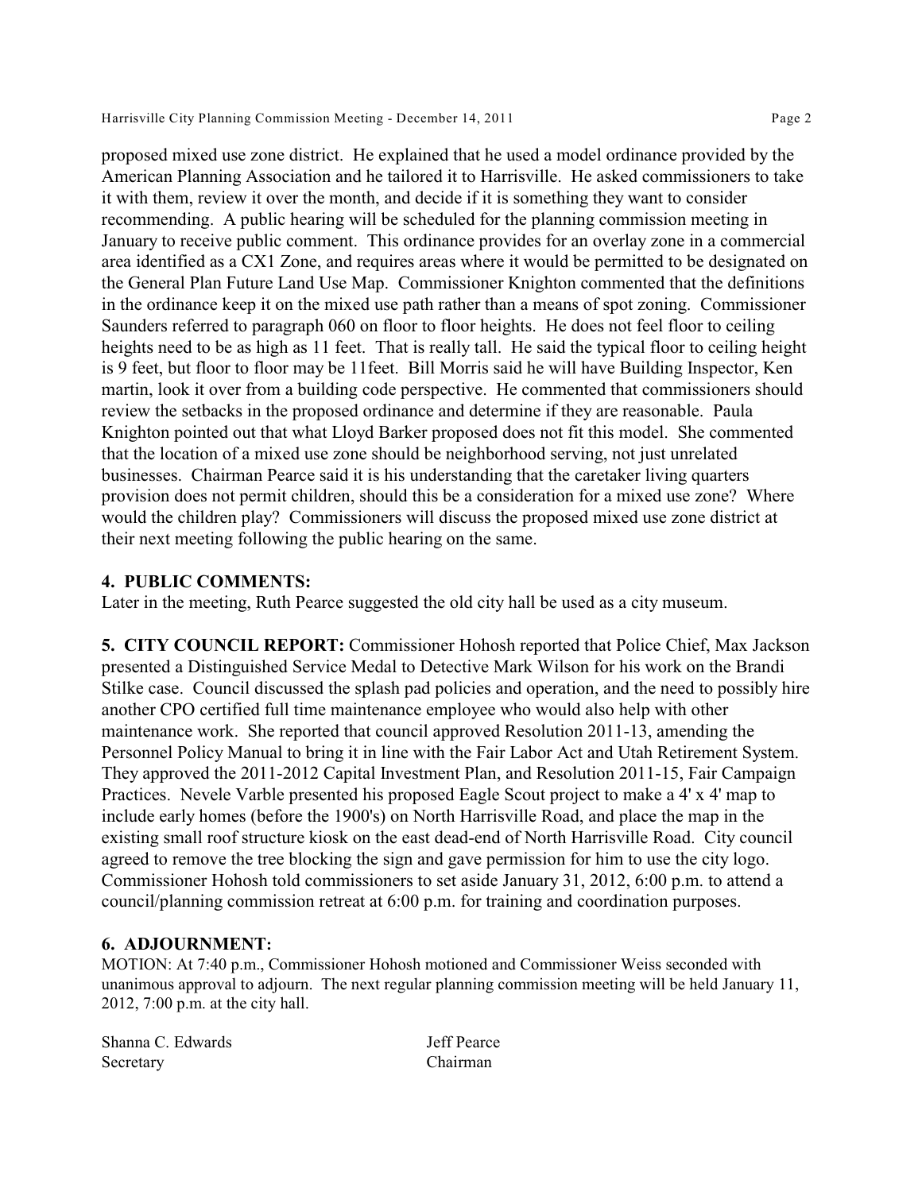proposed mixed use zone district. He explained that he used a model ordinance provided by the American Planning Association and he tailored it to Harrisville. He asked commissioners to take it with them, review it over the month, and decide if it is something they want to consider recommending. A public hearing will be scheduled for the planning commission meeting in January to receive public comment. This ordinance provides for an overlay zone in a commercial area identified as a CX1 Zone, and requires areas where it would be permitted to be designated on the General Plan Future Land Use Map. Commissioner Knighton commented that the definitions in the ordinance keep it on the mixed use path rather than a means of spot zoning. Commissioner Saunders referred to paragraph 060 on floor to floor heights. He does not feel floor to ceiling heights need to be as high as 11 feet. That is really tall. He said the typical floor to ceiling height is 9 feet, but floor to floor may be 11feet. Bill Morris said he will have Building Inspector, Ken martin, look it over from a building code perspective. He commented that commissioners should review the setbacks in the proposed ordinance and determine if they are reasonable. Paula Knighton pointed out that what Lloyd Barker proposed does not fit this model. She commented that the location of a mixed use zone should be neighborhood serving, not just unrelated businesses. Chairman Pearce said it is his understanding that the caretaker living quarters provision does not permit children, should this be a consideration for a mixed use zone? Where would the children play? Commissioners will discuss the proposed mixed use zone district at their next meeting following the public hearing on the same.

## 4. PUBLIC COMMENTS:

Later in the meeting, Ruth Pearce suggested the old city hall be used as a city museum.

**5. CITY COUNCIL REPORT:** Commissioner Hohosh reported that Police Chief, Max Jackson presented a Distinguished Service Medal to Detective Mark Wilson for his work on the Brandi Stilke case. Council discussed the splash pad policies and operation, and the need to possibly hire another CPO certified full time maintenance employee who would also help with other maintenance work. She reported that council approved Resolution 2011-13, amending the Personnel Policy Manual to bring it in line with the Fair Labor Act and Utah Retirement System. They approved the 2011-2012 Capital Investment Plan, and Resolution 2011-15, Fair Campaign Practices. Nevele Varble presented his proposed Eagle Scout project to make a 4' x 4' map to include early homes (before the 1900's) on North Harrisville Road, and place the map in the existing small roof structure kiosk on the east dead-end of North Harrisville Road. City council agreed to remove the tree blocking the sign and gave permission for him to use the city logo. Commissioner Hohosh told commissioners to set aside January 31, 2012, 6:00 p.m. to attend a council/planning commission retreat at 6:00 p.m. for training and coordination purposes.

## 6. ADJOURNMENT:

MOTION: At 7:40 p.m., Commissioner Hohosh motioned and Commissioner Weiss seconded with unanimous approval to adjourn. The next regular planning commission meeting will be held January 11, 2012, 7:00 p.m. at the city hall.

Shanna C. Edwards
Secretary

Jeff Pearce
Chairman